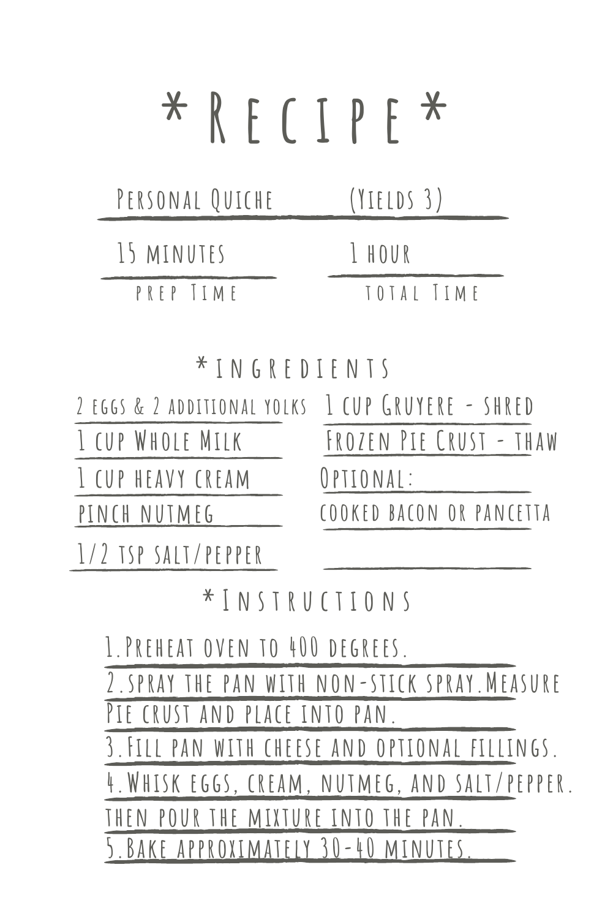# *Recipe*

Personal Quiche (Yields 3)

15 minutes — prep Time

1 hour — total Time

## *ingredients

- 2 eggs & 2 additional yolks
- 1 cup Whole Milk
- 1 cup heavy cream
- pinch nutmeg
- 1/2 tsp salt/pepper
- 1 cup Gruyere - shred
- Frozen Pie Crust - thaw
- Optional:
- cooked bacon or pancetta

## *Instructions

1. Preheat oven to 400 degrees.
2. spray the pan with non-stick spray. Measure Pie crust and place into pan.
3. Fill pan with cheese and optional fillings.
4. Whisk eggs, cream, nutmeg, and salt/pepper. then pour the mixture into the pan.
5. Bake approximately 30-40 minutes.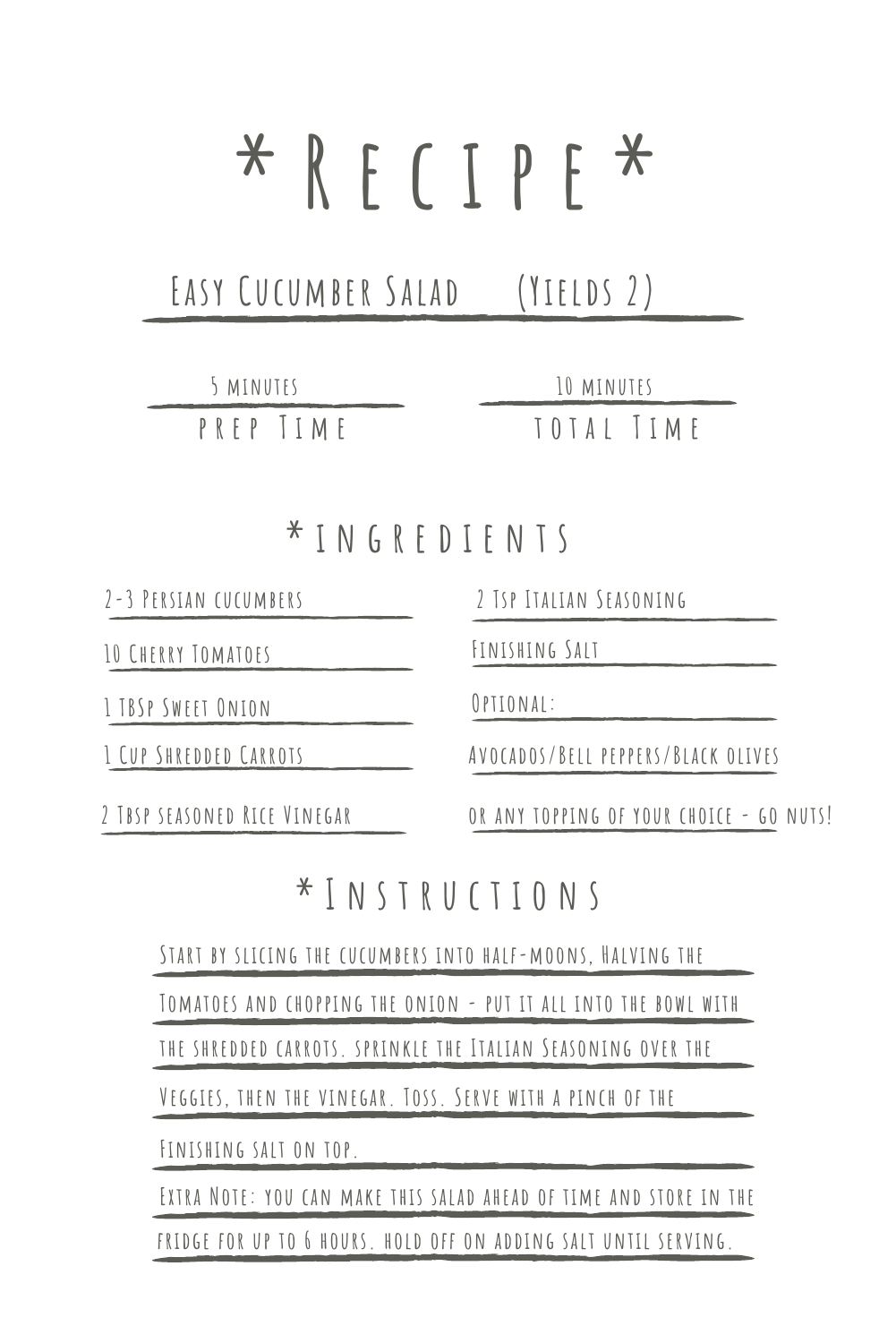# *Recipe*

## Easy Cucumber Salad (Yields 2)

| 5 minutes | 10 minutes |
|---|---|
| Prep Time | Total Time |

## *Ingredients

- 2-3 Persian cucumbers
- 10 Cherry Tomatoes
- 1 TBSp Sweet Onion
- 1 Cup Shredded Carrots
- 2 Tbsp seasoned Rice Vinegar
- 2 Tsp Italian Seasoning
- Finishing Salt
- Optional:
- Avocados/Bell peppers/Black olives
- or any topping of your choice - go nuts!

## *Instructions

Start by slicing the cucumbers into half-moons, Halving the Tomatoes and chopping the onion - put it all into the bowl with the shredded carrots. sprinkle the Italian Seasoning over the Veggies, then the vinegar. Toss. Serve with a pinch of the Finishing salt on top.

Extra Note: you can make this salad ahead of time and store in the fridge for up to 6 hours. hold off on adding salt until serving.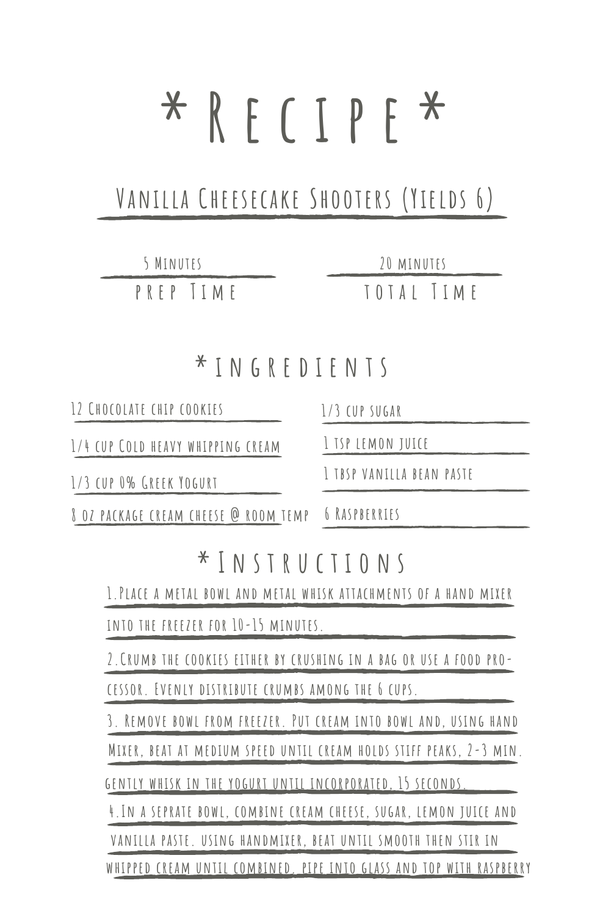# \*Recipe\*

## Vanilla Cheesecake Shooters (Yields 6)

5 Minutes
PREP TIME

20 minutes
TOTAL TIME

## *INGREDIENTS

- 12 Chocolate chip cookies
- 1/4 cup Cold heavy whipping cream
- 1/3 cup 0% Greek Yogurt
- 8 oz package cream cheese @ room temp
- 1/3 cup sugar
- 1 tsp lemon juice
- 1 tbsp vanilla bean paste
- 6 Raspberries

## *Instructions

1. Place a metal bowl and metal whisk attachments of a hand mixer into the freezer for 10-15 minutes.
2. Crumb the cookies either by crushing in a bag or use a food processor. Evenly distribute crumbs among the 6 cups.
3. Remove bowl from freezer. Put cream into bowl and, using hand Mixer, beat at medium speed until cream holds stiff peaks, 2-3 min. gently whisk in the yogurt until incorporated, 15 seconds.
4. In a seprate bowl, combine cream cheese, sugar, lemon juice and vanilla paste. using handmixer, beat until smooth then stir in whipped cream until combined. pipe into glass and top with raspberry